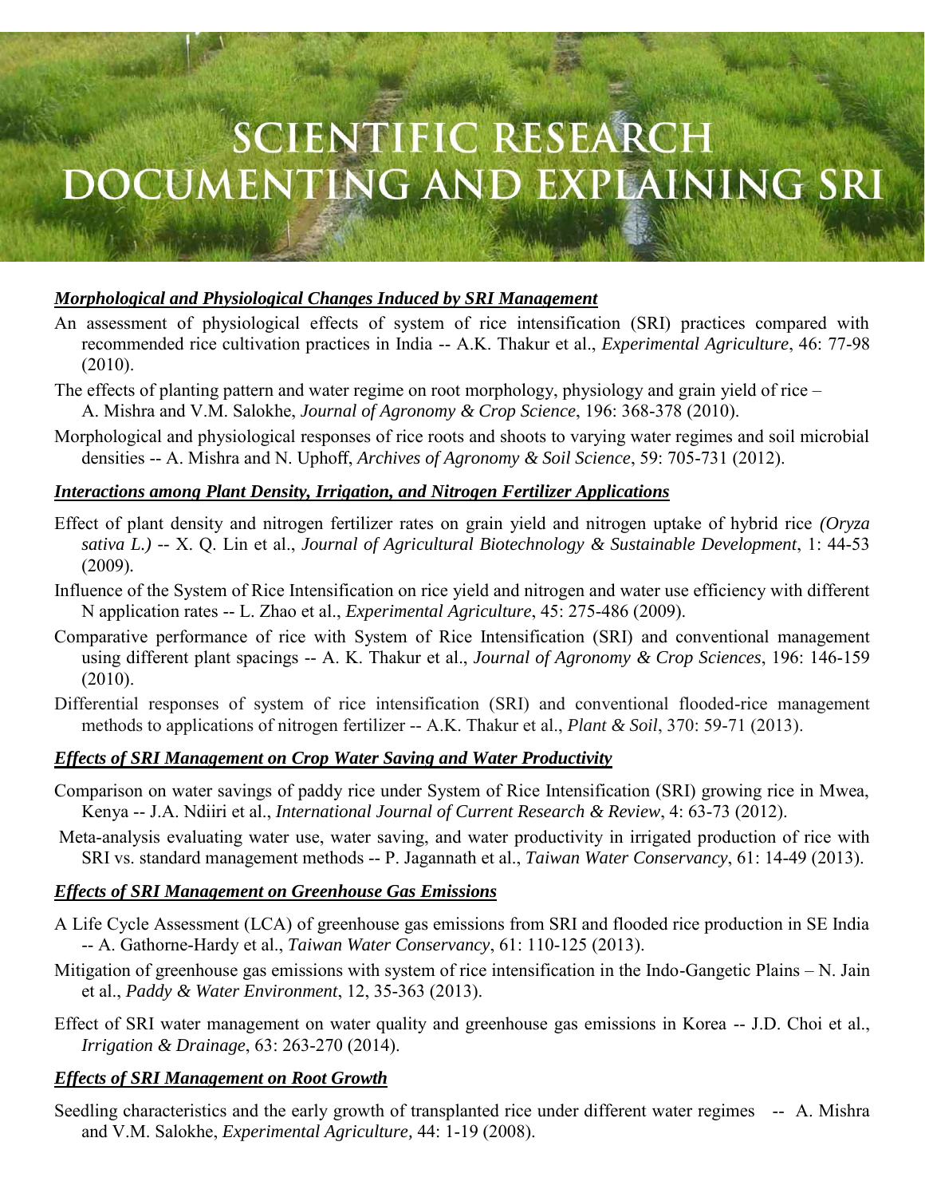# SCIENTIFIC RESEARCH DOCUMENTING AND EXPLAINING SRI

### ***Morphological and Physiological Changes Induced by SRI Management***

An assessment of physiological effects of system of rice intensification (SRI) practices compared with recommended rice cultivation practices in India -- A.K. Thakur et al., *Experimental Agriculture*, 46: 77-98 (2010).

The effects of planting pattern and water regime on root morphology, physiology and grain yield of rice – A. Mishra and V.M. Salokhe, *Journal of Agronomy & Crop Science*, 196: 368-378 (2010).

Morphological and physiological responses of rice roots and shoots to varying water regimes and soil microbial densities -- A. Mishra and N. Uphoff, *Archives of Agronomy & Soil Science*, 59: 705-731 (2012).

### ***Interactions among Plant Density, Irrigation, and Nitrogen Fertilizer Applications***

Effect of plant density and nitrogen fertilizer rates on grain yield and nitrogen uptake of hybrid rice *(Oryza sativa L.)* -- X. Q. Lin et al., *Journal of Agricultural Biotechnology & Sustainable Development*, 1: 44-53 (2009).

Influence of the System of Rice Intensification on rice yield and nitrogen and water use efficiency with different N application rates -- L. Zhao et al., *Experimental Agriculture*, 45: 275-486 (2009).

Comparative performance of rice with System of Rice Intensification (SRI) and conventional management using different plant spacings -- A. K. Thakur et al., *Journal of Agronomy & Crop Sciences*, 196: 146-159 (2010).

Differential responses of system of rice intensification (SRI) and conventional flooded-rice management methods to applications of nitrogen fertilizer -- A.K. Thakur et al., *Plant & Soil*, 370: 59-71 (2013).

### ***Effects of SRI Management on Crop Water Saving and Water Productivity***

Comparison on water savings of paddy rice under System of Rice Intensification (SRI) growing rice in Mwea, Kenya -- J.A. Ndiiri et al., *International Journal of Current Research & Review*, 4: 63-73 (2012).

Meta-analysis evaluating water use, water saving, and water productivity in irrigated production of rice with SRI vs. standard management methods -- P. Jagannath et al., *Taiwan Water Conservancy*, 61: 14-49 (2013).

### ***Effects of SRI Management on Greenhouse Gas Emissions***

A Life Cycle Assessment (LCA) of greenhouse gas emissions from SRI and flooded rice production in SE India -- A. Gathorne-Hardy et al., *Taiwan Water Conservancy*, 61: 110-125 (2013).

Mitigation of greenhouse gas emissions with system of rice intensification in the Indo-Gangetic Plains – N. Jain et al., *Paddy & Water Environment*, 12, 35-363 (2013).

Effect of SRI water management on water quality and greenhouse gas emissions in Korea -- J.D. Choi et al., *Irrigation & Drainage*, 63: 263-270 (2014).

### ***Effects of SRI Management on Root Growth***

Seedling characteristics and the early growth of transplanted rice under different water regimes -- A. Mishra and V.M. Salokhe, *Experimental Agriculture,* 44: 1-19 (2008).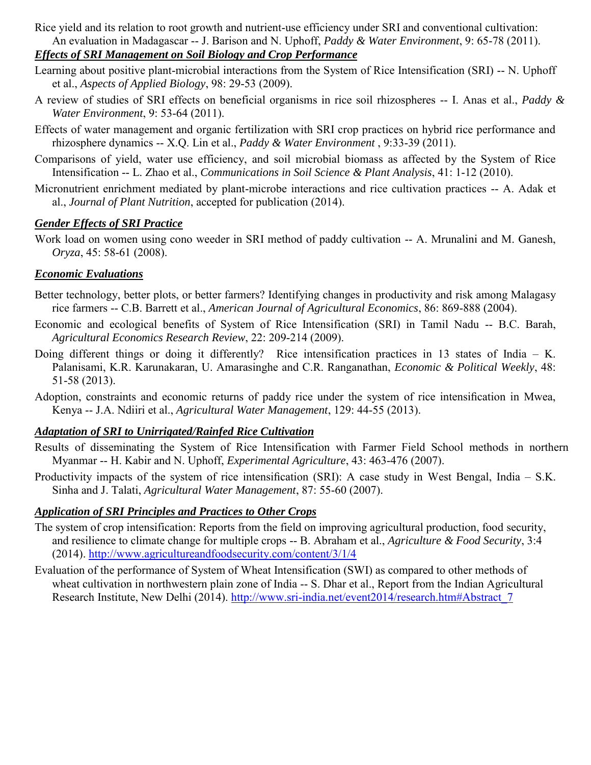Rice yield and its relation to root growth and nutrient-use efficiency under SRI and conventional cultivation: An evaluation in Madagascar -- J. Barison and N. Uphoff, *Paddy & Water Environment*, 9: 65-78 (2011).

***Effects of SRI Management on Soil Biology and Crop Performance***

Learning about positive plant-microbial interactions from the System of Rice Intensification (SRI) -- N. Uphoff et al., *Aspects of Applied Biology*, 98: 29-53 (2009).

A review of studies of SRI effects on beneficial organisms in rice soil rhizospheres -- I. Anas et al., *Paddy & Water Environment*, 9: 53-64 (2011).

Effects of water management and organic fertilization with SRI crop practices on hybrid rice performance and rhizosphere dynamics -- X.Q. Lin et al., *Paddy & Water Environment* , 9:33-39 (2011).

Comparisons of yield, water use efficiency, and soil microbial biomass as affected by the System of Rice Intensification -- L. Zhao et al., *Communications in Soil Science & Plant Analysis*, 41: 1-12 (2010).

Micronutrient enrichment mediated by plant-microbe interactions and rice cultivation practices -- A. Adak et al., *Journal of Plant Nutrition*, accepted for publication (2014).

***Gender Effects of SRI Practice***

Work load on women using cono weeder in SRI method of paddy cultivation -- A. Mrunalini and M. Ganesh, *Oryza*, 45: 58-61 (2008).

***Economic Evaluations***

Better technology, better plots, or better farmers? Identifying changes in productivity and risk among Malagasy rice farmers -- C.B. Barrett et al., *American Journal of Agricultural Economics*, 86: 869-888 (2004).

Economic and ecological benefits of System of Rice Intensification (SRI) in Tamil Nadu -- B.C. Barah, *Agricultural Economics Research Review*, 22: 209-214 (2009).

Doing different things or doing it differently? Rice intensification practices in 13 states of India – K. Palanisami, K.R. Karunakaran, U. Amarasinghe and C.R. Ranganathan, *Economic & Political Weekly*, 48: 51-58 (2013).

Adoption, constraints and economic returns of paddy rice under the system of rice intensification in Mwea, Kenya -- J.A. Ndiiri et al., *Agricultural Water Management*, 129: 44-55 (2013).

***Adaptation of SRI to Unirrigated/Rainfed Rice Cultivation***

Results of disseminating the System of Rice Intensification with Farmer Field School methods in northern Myanmar -- H. Kabir and N. Uphoff, *Experimental Agriculture*, 43: 463-476 (2007).

Productivity impacts of the system of rice intensification (SRI): A case study in West Bengal, India – S.K. Sinha and J. Talati, *Agricultural Water Management*, 87: 55-60 (2007).

***Application of SRI Principles and Practices to Other Crops***

The system of crop intensification: Reports from the field on improving agricultural production, food security, and resilience to climate change for multiple crops -- B. Abraham et al., *Agriculture & Food Security*, 3:4 (2014). http://www.agricultureandfoodsecurity.com/content/3/1/4

Evaluation of the performance of System of Wheat Intensification (SWI) as compared to other methods of wheat cultivation in northwestern plain zone of India -- S. Dhar et al., Report from the Indian Agricultural Research Institute, New Delhi (2014). http://www.sri-india.net/event2014/research.htm#Abstract_7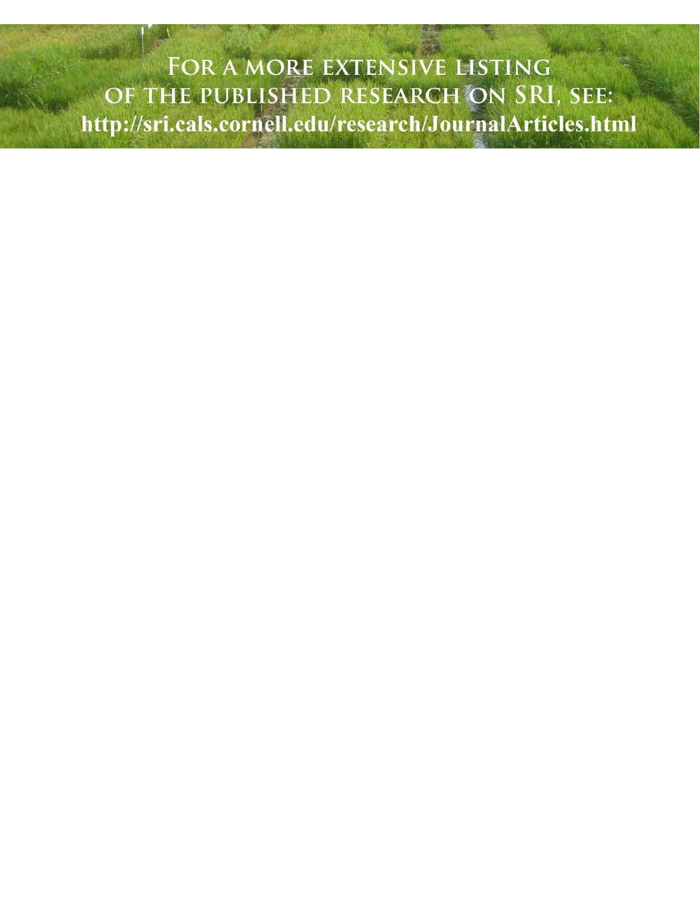For a more extensive listing of the published research on SRI, see:
http://sri.cals.cornell.edu/research/JournalArticles.html